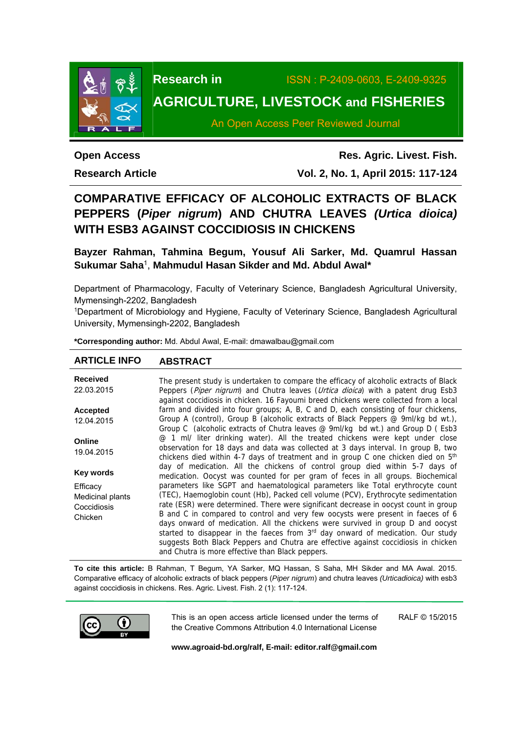Research in AGRICULTURE, LIVESTOCK and FISHERIES

ISSN : P-2409-0603, E-2409-9325

An Open Access Peer Reviewed Journal

**Open Access**

**Research Article**

**Res. Agric. Livest. Fish.**

**Vol. 2, No. 1, April 2015: 117-124**

# COMPARATIVE EFFICACY OF ALCOHOLIC EXTRACTS OF BLACK PEPPERS (*Piper nigrum*) AND CHUTRA LEAVES *(Urtica dioica)* WITH ESB3 AGAINST COCCIDIOSIS IN CHICKENS

**Bayzer Rahman, Tahmina Begum, Yousuf Ali Sarker, Md. Quamrul Hassan Sukumar Saha[1], Mahmudul Hasan Sikder and Md. Abdul Awal\***

Department of Pharmacology, Faculty of Veterinary Science, Bangladesh Agricultural University, Mymensingh-2202, Bangladesh

[1]Department of Microbiology and Hygiene, Faculty of Veterinary Science, Bangladesh Agricultural University, Mymensingh-2202, Bangladesh

**\*Corresponding author:** Md. Abdul Awal, E-mail: dmawalbau@gmail.com

## ARTICLE INFO

**Received**
22.03.2015

**Accepted**
12.04.2015

**Online**
19.04.2015

**Key words**
Efficacy
Medicinal plants
Coccidiosis
Chicken

## ABSTRACT

The present study is undertaken to compare the efficacy of alcoholic extracts of Black Peppers (*Piper nigrum*) and Chutra leaves (*Urtica dioica*) with a patent drug Esb3 against coccidiosis in chicken. 16 Fayoumi breed chickens were collected from a local farm and divided into four groups; A, B, C and D, each consisting of four chickens, Group A (control), Group B (alcoholic extracts of Black Peppers @ 9ml/kg bd wt.), Group C (alcoholic extracts of Chutra leaves @ 9ml/kg bd wt.) and Group D ( Esb3 @ 1 ml/ liter drinking water). All the treated chickens were kept under close observation for 18 days and data was collected at 3 days interval. In group B, two chickens died within 4-7 days of treatment and in group C one chicken died on 5th day of medication. All the chickens of control group died within 5-7 days of medication. Oocyst was counted for per gram of feces in all groups. Biochemical parameters like SGPT and haematological parameters like Total erythrocyte count (TEC), Haemoglobin count (Hb), Packed cell volume (PCV), Erythrocyte sedimentation rate (ESR) were determined. There were significant decrease in oocyst count in group B and C in compared to control and very few oocysts were present in faeces of 6 days onward of medication. All the chickens were survived in group D and oocyst started to disappear in the faeces from 3rd day onward of medication. Our study suggests Both Black Peppers and Chutra are effective against coccidiosis in chicken and Chutra is more effective than Black peppers.

**To cite this article:** B Rahman, T Begum, YA Sarker, MQ Hassan, S Saha, MH Sikder and MA Awal. 2015. Comparative efficacy of alcoholic extracts of black peppers (*Piper nigrum*) and chutra leaves *(Urticadioica)* with esb3 against coccidiosis in chickens. Res. Agric. Livest. Fish. 2 (1): 117-124.

This is an open access article licensed under the terms of the Creative Commons Attribution 4.0 International License

RALF © 15/2015

**www.agroaid-bd.org/ralf, E-mail: editor.ralf@gmail.com**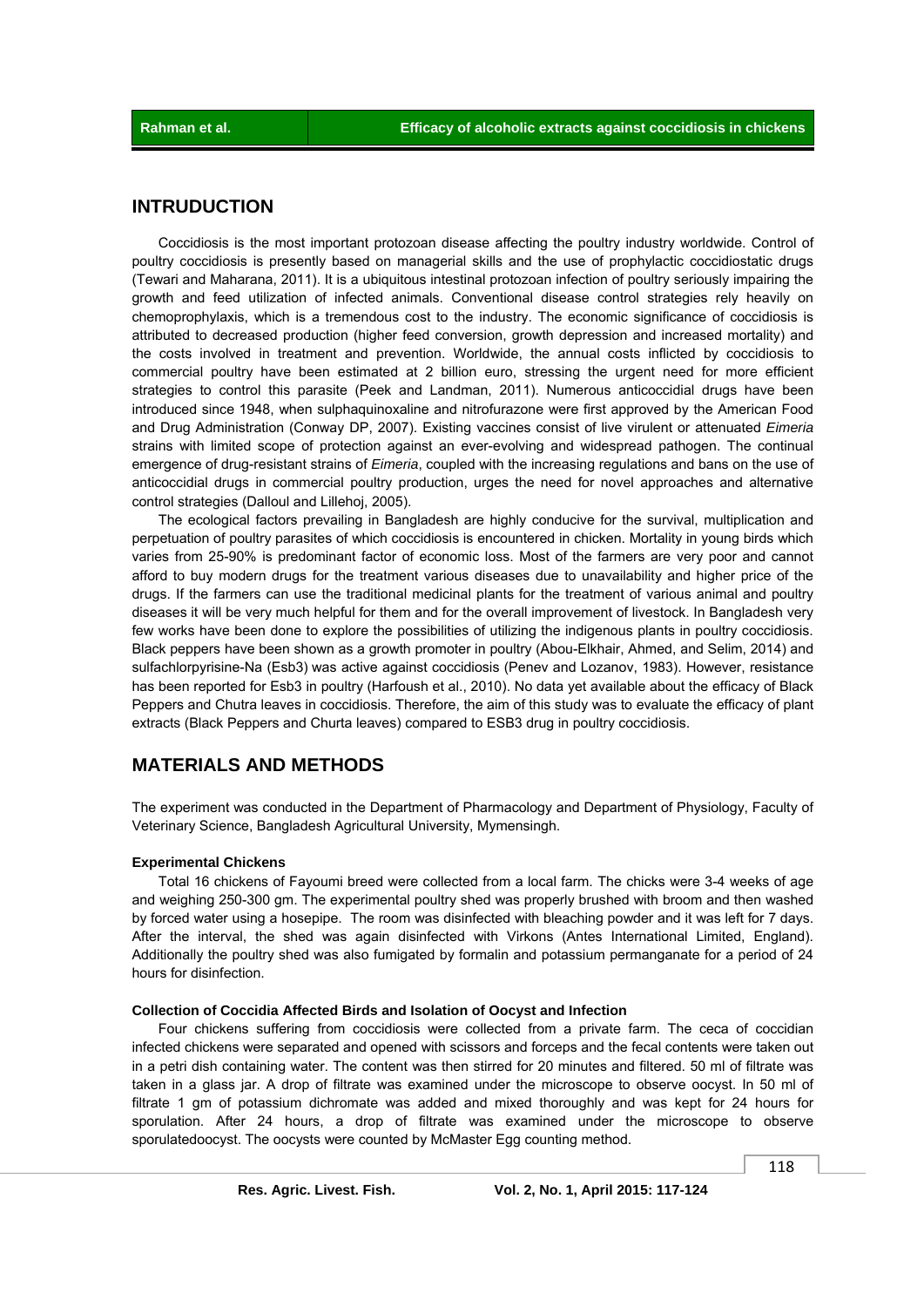## INTRUDUCTION

Coccidiosis is the most important protozoan disease affecting the poultry industry worldwide. Control of poultry coccidiosis is presently based on managerial skills and the use of prophylactic coccidiostatic drugs (Tewari and Maharana, 2011). It is a ubiquitous intestinal protozoan infection of poultry seriously impairing the growth and feed utilization of infected animals. Conventional disease control strategies rely heavily on chemoprophylaxis, which is a tremendous cost to the industry. The economic significance of coccidiosis is attributed to decreased production (higher feed conversion, growth depression and increased mortality) and the costs involved in treatment and prevention. Worldwide, the annual costs inflicted by coccidiosis to commercial poultry have been estimated at 2 billion euro, stressing the urgent need for more efficient strategies to control this parasite (Peek and Landman, 2011). Numerous anticoccidial drugs have been introduced since 1948, when sulphaquinoxaline and nitrofurazone were first approved by the American Food and Drug Administration (Conway DP, 2007). Existing vaccines consist of live virulent or attenuated *Eimeria* strains with limited scope of protection against an ever-evolving and widespread pathogen. The continual emergence of drug-resistant strains of *Eimeria*, coupled with the increasing regulations and bans on the use of anticoccidial drugs in commercial poultry production, urges the need for novel approaches and alternative control strategies (Dalloul and Lillehoj, 2005).

The ecological factors prevailing in Bangladesh are highly conducive for the survival, multiplication and perpetuation of poultry parasites of which coccidiosis is encountered in chicken. Mortality in young birds which varies from 25-90% is predominant factor of economic loss. Most of the farmers are very poor and cannot afford to buy modern drugs for the treatment various diseases due to unavailability and higher price of the drugs. If the farmers can use the traditional medicinal plants for the treatment of various animal and poultry diseases it will be very much helpful for them and for the overall improvement of livestock. In Bangladesh very few works have been done to explore the possibilities of utilizing the indigenous plants in poultry coccidiosis. Black peppers have been shown as a growth promoter in poultry (Abou-Elkhair, Ahmed, and Selim, 2014) and sulfachlorpyrisine-Na (Esb3) was active against coccidiosis (Penev and Lozanov, 1983). However, resistance has been reported for Esb3 in poultry (Harfoush et al., 2010). No data yet available about the efficacy of Black Peppers and Chutra leaves in coccidiosis. Therefore, the aim of this study was to evaluate the efficacy of plant extracts (Black Peppers and Churta leaves) compared to ESB3 drug in poultry coccidiosis.

## MATERIALS AND METHODS

The experiment was conducted in the Department of Pharmacology and Department of Physiology, Faculty of Veterinary Science, Bangladesh Agricultural University, Mymensingh.

#### Experimental Chickens

Total 16 chickens of Fayoumi breed were collected from a local farm. The chicks were 3-4 weeks of age and weighing 250-300 gm. The experimental poultry shed was properly brushed with broom and then washed by forced water using a hosepipe. The room was disinfected with bleaching powder and it was left for 7 days. After the interval, the shed was again disinfected with Virkons (Antes International Limited, England). Additionally the poultry shed was also fumigated by formalin and potassium permanganate for a period of 24 hours for disinfection.

#### Collection of Coccidia Affected Birds and Isolation of Oocyst and Infection

Four chickens suffering from coccidiosis were collected from a private farm. The ceca of coccidian infected chickens were separated and opened with scissors and forceps and the fecal contents were taken out in a petri dish containing water. The content was then stirred for 20 minutes and filtered. 50 ml of filtrate was taken in a glass jar. A drop of filtrate was examined under the microscope to observe oocyst. In 50 ml of filtrate 1 gm of potassium dichromate was added and mixed thoroughly and was kept for 24 hours for sporulation. After 24 hours, a drop of filtrate was examined under the microscope to observe sporulatedoocyst. The oocysts were counted by McMaster Egg counting method.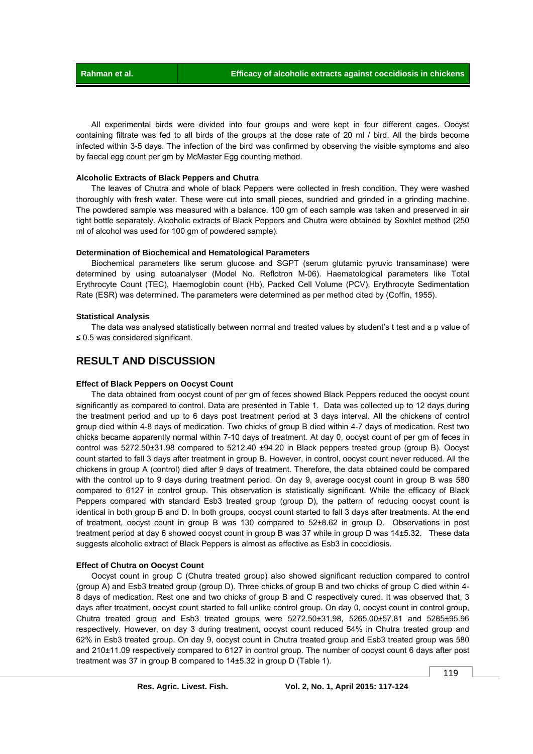All experimental birds were divided into four groups and were kept in four different cages. Oocyst containing filtrate was fed to all birds of the groups at the dose rate of 20 ml / bird. All the birds become infected within 3-5 days. The infection of the bird was confirmed by observing the visible symptoms and also by faecal egg count per gm by McMaster Egg counting method.

### Alcoholic Extracts of Black Peppers and Chutra

The leaves of Chutra and whole of black Peppers were collected in fresh condition. They were washed thoroughly with fresh water. These were cut into small pieces, sundried and grinded in a grinding machine. The powdered sample was measured with a balance. 100 gm of each sample was taken and preserved in air tight bottle separately. Alcoholic extracts of Black Peppers and Chutra were obtained by Soxhlet method (250 ml of alcohol was used for 100 gm of powdered sample).

### Determination of Biochemical and Hematological Parameters

Biochemical parameters like serum glucose and SGPT (serum glutamic pyruvic transaminase) were determined by using autoanalyser (Model No. Reflotron M-06). Haematological parameters like Total Erythrocyte Count (TEC), Haemoglobin count (Hb), Packed Cell Volume (PCV), Erythrocyte Sedimentation Rate (ESR) was determined. The parameters were determined as per method cited by (Coffin, 1955).

### Statistical Analysis

The data was analysed statistically between normal and treated values by student's t test and a p value of ≤ 0.5 was considered significant.

## RESULT AND DISCUSSION

### Effect of Black Peppers on Oocyst Count

The data obtained from oocyst count of per gm of feces showed Black Peppers reduced the oocyst count significantly as compared to control. Data are presented in Table 1. Data was collected up to 12 days during the treatment period and up to 6 days post treatment period at 3 days interval. All the chickens of control group died within 4-8 days of medication. Two chicks of group B died within 4-7 days of medication. Rest two chicks became apparently normal within 7-10 days of treatment. At day 0, oocyst count of per gm of feces in control was 5272.50±31.98 compared to 5212.40 ±94.20 in Black peppers treated group (group B). Oocyst count started to fall 3 days after treatment in group B. However, in control, oocyst count never reduced. All the chickens in group A (control) died after 9 days of treatment. Therefore, the data obtained could be compared with the control up to 9 days during treatment period. On day 9, average oocyst count in group B was 580 compared to 6127 in control group. This observation is statistically significant. While the efficacy of Black Peppers compared with standard Esb3 treated group (group D), the pattern of reducing oocyst count is identical in both group B and D. In both groups, oocyst count started to fall 3 days after treatments. At the end of treatment, oocyst count in group B was 130 compared to 52±8.62 in group D. Observations in post treatment period at day 6 showed oocyst count in group B was 37 while in group D was 14±5.32. These data suggests alcoholic extract of Black Peppers is almost as effective as Esb3 in coccidiosis.

### Effect of Chutra on Oocyst Count

Oocyst count in group C (Chutra treated group) also showed significant reduction compared to control (group A) and Esb3 treated group (group D). Three chicks of group B and two chicks of group C died within 4-8 days of medication. Rest one and two chicks of group B and C respectively cured. It was observed that, 3 days after treatment, oocyst count started to fall unlike control group. On day 0, oocyst count in control group, Chutra treated group and Esb3 treated groups were 5272.50±31.98, 5265.00±57.81 and 5285±95.96 respectively. However, on day 3 during treatment, oocyst count reduced 54% in Chutra treated group and 62% in Esb3 treated group. On day 9, oocyst count in Chutra treated group and Esb3 treated group was 580 and 210±11.09 respectively compared to 6127 in control group. The number of oocyst count 6 days after post treatment was 37 in group B compared to 14±5.32 in group D (Table 1).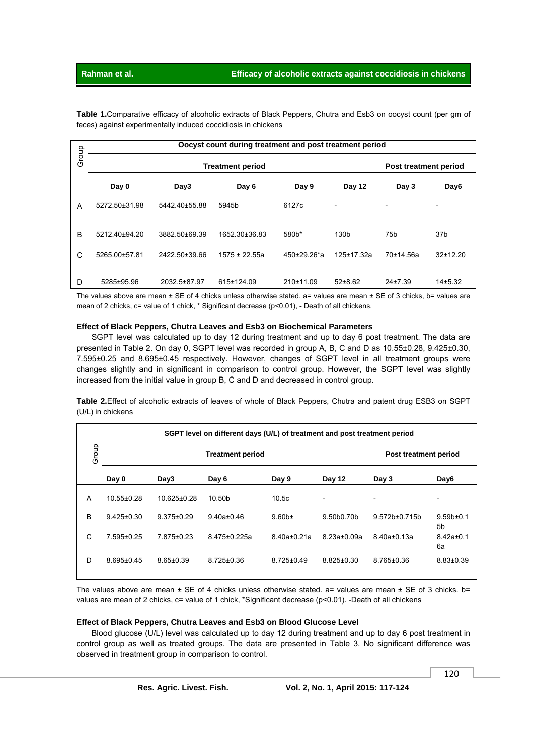**Table 1.**Comparative efficacy of alcoholic extracts of Black Peppers, Chutra and Esb3 on oocyst count (per gm of feces) against experimentally induced coccidiosis in chickens

| Group | Oocyst count during treatment and post treatment period | | | | | | |
|---|---|---|---|---|---|---|---|
| | Treatment period | | | | | Post treatment period | |
| | Day 0 | Day3 | Day 6 | Day 9 | Day 12 | Day 3 | Day6 |
| A | 5272.50±31.98 | 5442.40±55.88 | 5945b | 6127c | - | - | - |
| B | 5212.40±94.20 | 3882.50±69.39 | 1652.30±36.83 | 580b* | 130b | 75b | 37b |
| C | 5265.00±57.81 | 2422.50±39.66 | 1575 ± 22.55a | 450±29.26*a | 125±17.32a | 70±14.56a | 32±12.20 |
| D | 5285±95.96 | 2032.5±87.97 | 615±124.09 | 210±11.09 | 52±8.62 | 24±7.39 | 14±5.32 |

The values above are mean ± SE of 4 chicks unless otherwise stated. a= values are mean ± SE of 3 chicks, b= values are mean of 2 chicks, c= value of 1 chick, * Significant decrease ($p<0.01$), - Death of all chickens.

### Effect of Black Peppers, Chutra Leaves and Esb3 on Biochemical Parameters

SGPT level was calculated up to day 12 during treatment and up to day 6 post treatment. The data are presented in Table 2. On day 0, SGPT level was recorded in group A, B, C and D as 10.55±0.28, 9.425±0.30, 7.595±0.25 and 8.695±0.45 respectively. However, changes of SGPT level in all treatment groups were changes slightly and in significant in comparison to control group. However, the SGPT level was slightly increased from the initial value in group B, C and D and decreased in control group.

**Table 2.**Effect of alcoholic extracts of leaves of whole of Black Peppers, Chutra and patent drug ESB3 on SGPT (U/L) in chickens

| Group | SGPT level on different days (U/L) of treatment and post treatment period | | | | | | |
|---|---|---|---|---|---|---|---|
| | Treatment period | | | | | Post treatment period | |
| | Day 0 | Day3 | Day 6 | Day 9 | Day 12 | Day 3 | Day6 |
| A | 10.55±0.28 | 10.625±0.28 | 10.50b | 10.5c | - | - | - |
| B | 9.425±0.30 | 9.375±0.29 | 9.40a±0.46 | 9.60b± | 9.50b0.70b | 9.572b±0.715b | 9.59b±0.15b |
| C | 7.595±0.25 | 7.875±0.23 | 8.475±0.225a | 8.40a±0.21a | 8.23a±0.09a | 8.40a±0.13a | 8.42a±0.16a |
| D | 8.695±0.45 | 8.65±0.39 | 8.725±0.36 | 8.725±0.49 | 8.825±0.30 | 8.765±0.36 | 8.83±0.39 |

The values above are mean ± SE of 4 chicks unless otherwise stated. a= values are mean ± SE of 3 chicks. b= values are mean of 2 chicks, c= value of 1 chick, *Significant decrease ($p<0.01$). -Death of all chickens

### Effect of Black Peppers, Chutra Leaves and Esb3 on Blood Glucose Level

Blood glucose (U/L) level was calculated up to day 12 during treatment and up to day 6 post treatment in control group as well as treated groups. The data are presented in Table 3. No significant difference was observed in treatment group in comparison to control.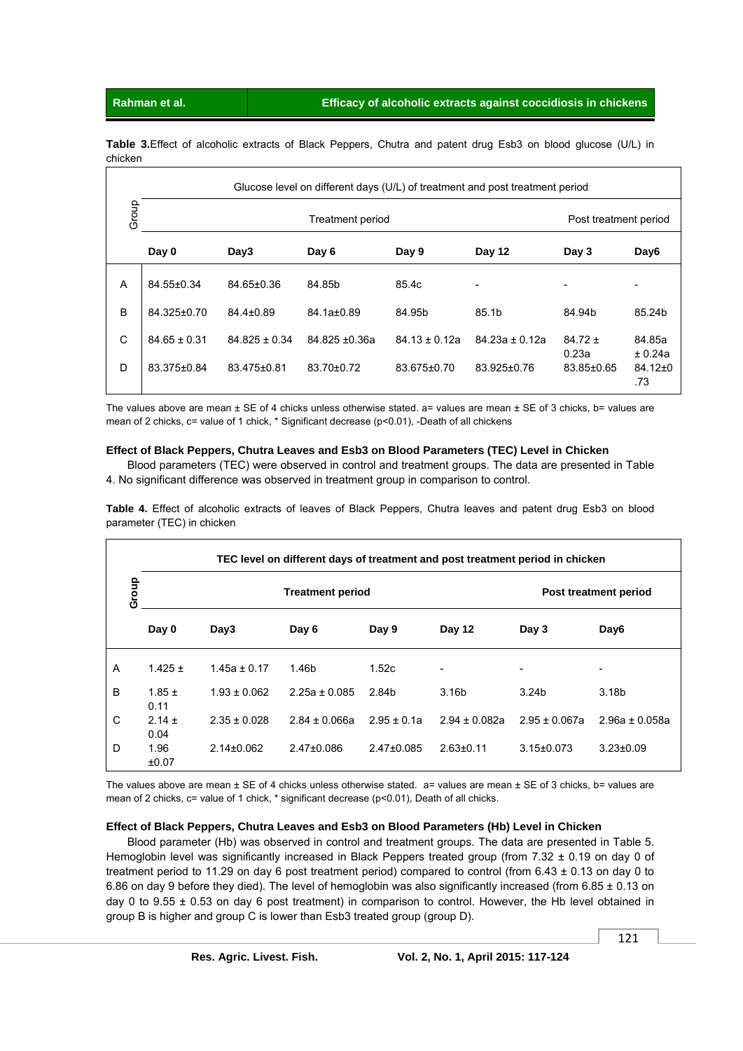**Table 3.** Effect of alcoholic extracts of Black Peppers, Chutra and patent drug Esb3 on blood glucose (U/L) in chicken

| Group | Glucose level on different days (U/L) of treatment and post treatment period | | | | | | |
|---|---|---|---|---|---|---|---|
| | Treatment period | | | | | Post treatment period | |
| | **Day 0** | **Day3** | **Day 6** | **Day 9** | **Day 12** | **Day 3** | **Day6** |
| A | 84.55±0.34 | 84.65±0.36 | 84.85b | 85.4c | - | - | - |
| B | 84.325±0.70 | 84.4±0.89 | 84.1a±0.89 | 84.95b | 85.1b | 84.94b | 85.24b |
| C | 84.65 ± 0.31 | 84.825 ± 0.34 | 84.825 ±0.36a | 84.13 ± 0.12a | 84.23a ± 0.12a | 84.72 ± 0.23a | 84.85a ± 0.24a |
| D | 83.375±0.84 | 83.475±0.81 | 83.70±0.72 | 83.675±0.70 | 83.925±0.76 | 83.85±0.65 | 84.12±0.73 |

The values above are mean ± SE of 4 chicks unless otherwise stated. a= values are mean ± SE of 3 chicks, b= values are mean of 2 chicks, c= value of 1 chick, * Significant decrease (p<0.01), -Death of all chickens

**Effect of Black Peppers, Chutra Leaves and Esb3 on Blood Parameters (TEC) Level in Chicken**

Blood parameters (TEC) were observed in control and treatment groups. The data are presented in Table 4. No significant difference was observed in treatment group in comparison to control.

**Table 4.** Effect of alcoholic extracts of leaves of Black Peppers, Chutra leaves and patent drug Esb3 on blood parameter (TEC) in chicken

| **Group** | **TEC level on different days of treatment and post treatment period in chicken** | | | | | | |
|---|---|---|---|---|---|---|---|
| | **Treatment period** | | | | | **Post treatment period** | |
| | **Day 0** | **Day3** | **Day 6** | **Day 9** | **Day 12** | **Day 3** | **Day6** |
| A | 1.425 ± | 1.45a ± 0.17 | 1.46b | 1.52c | - | - | - |
| B | 1.85 ± 0.11 | 1.93 ± 0.062 | 2.25a ± 0.085 | 2.84b | 3.16b | 3.24b | 3.18b |
| C | 2.14 ± 0.04 | 2.35 ± 0.028 | 2.84 ± 0.066a | 2.95 ± 0.1a | 2.94 ± 0.082a | 2.95 ± 0.067a | 2.96a ± 0.058a |
| D | 1.96 ±0.07 | 2.14±0.062 | 2.47±0.086 | 2.47±0.085 | 2.63±0.11 | 3.15±0.073 | 3.23±0.09 |

The values above are mean ± SE of 4 chicks unless otherwise stated. a= values are mean ± SE of 3 chicks, b= values are mean of 2 chicks, c= value of 1 chick, * significant decrease (p<0.01), Death of all chicks.

**Effect of Black Peppers, Chutra Leaves and Esb3 on Blood Parameters (Hb) Level in Chicken**

Blood parameter (Hb) was observed in control and treatment groups. The data are presented in Table 5. Hemoglobin level was significantly increased in Black Peppers treated group (from 7.32 ± 0.19 on day 0 of treatment period to 11.29 on day 6 post treatment period) compared to control (from 6.43 ± 0.13 on day 0 to 6.86 on day 9 before they died). The level of hemoglobin was also significantly increased (from 6.85 ± 0.13 on day 0 to 9.55 ± 0.53 on day 6 post treatment) in comparison to control. However, the Hb level obtained in group B is higher and group C is lower than Esb3 treated group (group D).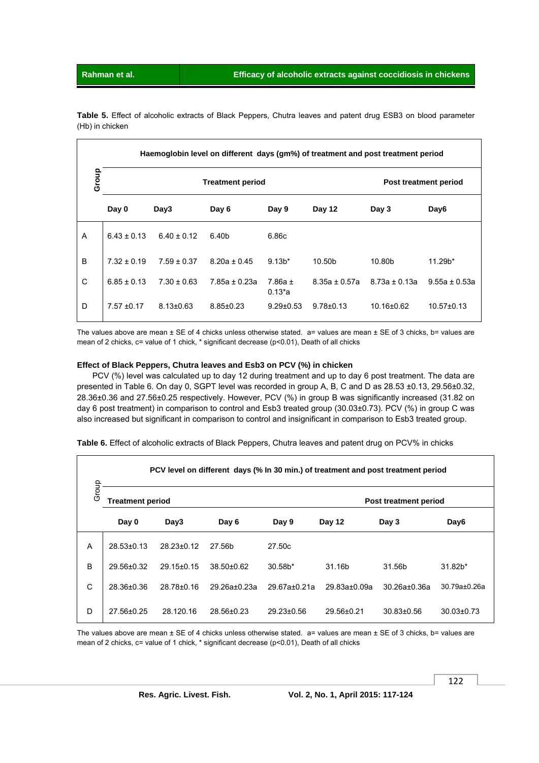**Table 5.** Effect of alcoholic extracts of Black Peppers, Chutra leaves and patent drug ESB3 on blood parameter (Hb) in chicken

| Group | Haemoglobin level on different days (gm%) of treatment and post treatment period | | | | | | |
|---|---|---|---|---|---|---|---|
| | Treatment period | | | | | Post treatment period | |
| | Day 0 | Day3 | Day 6 | Day 9 | Day 12 | Day 3 | Day6 |
| A | 6.43 ± 0.13 | 6.40 ± 0.12 | 6.40b | 6.86c | | | |
| B | 7.32 ± 0.19 | 7.59 ± 0.37 | 8.20a ± 0.45 | 9.13b* | 10.50b | 10.80b | 11.29b* |
| C | 6.85 ± 0.13 | 7.30 ± 0.63 | 7.85a ± 0.23a | 7.86a ± 0.13*a | 8.35a ± 0.57a | 8.73a ± 0.13a | 9.55a ± 0.53a |
| D | 7.57 ±0.17 | 8.13±0.63 | 8.85±0.23 | 9.29±0.53 | 9.78±0.13 | 10.16±0.62 | 10.57±0.13 |

The values above are mean ± SE of 4 chicks unless otherwise stated. a= values are mean ± SE of 3 chicks, b= values are mean of 2 chicks, c= value of 1 chick, * significant decrease ($p<0.01$), Death of all chicks

#### Effect of Black Peppers, Chutra leaves and Esb3 on PCV (%) in chicken

PCV (%) level was calculated up to day 12 during treatment and up to day 6 post treatment. The data are presented in Table 6. On day 0, SGPT level was recorded in group A, B, C and D as 28.53 ±0.13, 29.56±0.32, 28.36±0.36 and 27.56±0.25 respectively. However, PCV (%) in group B was significantly increased (31.82 on day 6 post treatment) in comparison to control and Esb3 treated group (30.03±0.73). PCV (%) in group C was also increased but significant in comparison to control and insignificant in comparison to Esb3 treated group.

**Table 6.** Effect of alcoholic extracts of Black Peppers, Chutra leaves and patent drug on PCV% in chicks

| Group | PCV level on different days (% In 30 min.) of treatment and post treatment period | | | | | | |
|---|---|---|---|---|---|---|---|
| | Treatment period | | | | | Post treatment period | |
| | Day 0 | Day3 | Day 6 | Day 9 | Day 12 | Day 3 | Day6 |
| A | 28.53±0.13 | 28.23±0.12 | 27.56b | 27.50c | | | |
| B | 29.56±0.32 | 29.15±0.15 | 38.50±0.62 | 30.58b* | 31.16b | 31.56b | 31.82b* |
| C | 28.36±0.36 | 28.78±0.16 | 29.26a±0.23a | 29.67a±0.21a | 29.83a±0.09a | 30.26a±0.36a | 30.79a±0.26a |
| D | 27.56±0.25 | 28.120.16 | 28.56±0.23 | 29.23±0.56 | 29.56±0.21 | 30.83±0.56 | 30.03±0.73 |

The values above are mean ± SE of 4 chicks unless otherwise stated. a= values are mean ± SE of 3 chicks, b= values are mean of 2 chicks, c= value of 1 chick, * significant decrease ($p<0.01$), Death of all chicks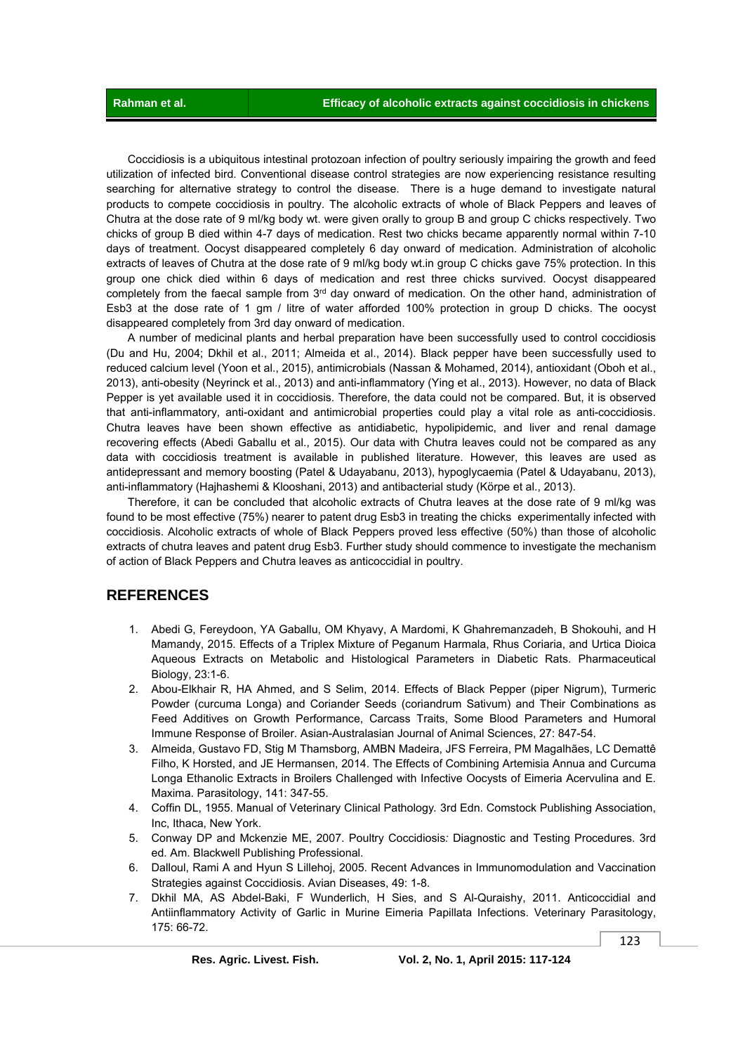Coccidiosis is a ubiquitous intestinal protozoan infection of poultry seriously impairing the growth and feed utilization of infected bird. Conventional disease control strategies are now experiencing resistance resulting searching for alternative strategy to control the disease. There is a huge demand to investigate natural products to compete coccidiosis in poultry. The alcoholic extracts of whole of Black Peppers and leaves of Chutra at the dose rate of 9 ml/kg body wt. were given orally to group B and group C chicks respectively. Two chicks of group B died within 4-7 days of medication. Rest two chicks became apparently normal within 7-10 days of treatment. Oocyst disappeared completely 6 day onward of medication. Administration of alcoholic extracts of leaves of Chutra at the dose rate of 9 ml/kg body wt.in group C chicks gave 75% protection. In this group one chick died within 6 days of medication and rest three chicks survived. Oocyst disappeared completely from the faecal sample from 3rd day onward of medication. On the other hand, administration of Esb3 at the dose rate of 1 gm / litre of water afforded 100% protection in group D chicks. The oocyst disappeared completely from 3rd day onward of medication.

A number of medicinal plants and herbal preparation have been successfully used to control coccidiosis (Du and Hu, 2004; Dkhil et al., 2011; Almeida et al., 2014). Black pepper have been successfully used to reduced calcium level (Yoon et al., 2015), antimicrobials (Nassan & Mohamed, 2014), antioxidant (Oboh et al., 2013), anti-obesity (Neyrinck et al., 2013) and anti-inflammatory (Ying et al., 2013). However, no data of Black Pepper is yet available used it in coccidiosis. Therefore, the data could not be compared. But, it is observed that anti-inflammatory, anti-oxidant and antimicrobial properties could play a vital role as anti-coccidiosis. Chutra leaves have been shown effective as antidiabetic, hypolipidemic, and liver and renal damage recovering effects (Abedi Gaballu et al., 2015). Our data with Chutra leaves could not be compared as any data with coccidiosis treatment is available in published literature. However, this leaves are used as antidepressant and memory boosting (Patel & Udayabanu, 2013), hypoglycaemia (Patel & Udayabanu, 2013), anti-inflammatory (Hajhashemi & Klooshani, 2013) and antibacterial study (Körpe et al., 2013).

Therefore, it can be concluded that alcoholic extracts of Chutra leaves at the dose rate of 9 ml/kg was found to be most effective (75%) nearer to patent drug Esb3 in treating the chicks experimentally infected with coccidiosis. Alcoholic extracts of whole of Black Peppers proved less effective (50%) than those of alcoholic extracts of chutra leaves and patent drug Esb3. Further study should commence to investigate the mechanism of action of Black Peppers and Chutra leaves as anticoccidial in poultry.

## REFERENCES

1. Abedi G, Fereydoon, YA Gaballu, OM Khyavy, A Mardomi, K Ghahremanzadeh, B Shokouhi, and H Mamandy, 2015. Effects of a Triplex Mixture of Peganum Harmala, Rhus Coriaria, and Urtica Dioica Aqueous Extracts on Metabolic and Histological Parameters in Diabetic Rats. Pharmaceutical Biology, 23:1-6.
2. Abou-Elkhair R, HA Ahmed, and S Selim, 2014. Effects of Black Pepper (piper Nigrum), Turmeric Powder (curcuma Longa) and Coriander Seeds (coriandrum Sativum) and Their Combinations as Feed Additives on Growth Performance, Carcass Traits, Some Blood Parameters and Humoral Immune Response of Broiler. Asian-Australasian Journal of Animal Sciences, 27: 847-54.
3. Almeida, Gustavo FD, Stig M Thamsborg, AMBN Madeira, JFS Ferreira, PM Magalhães, LC Demattê Filho, K Horsted, and JE Hermansen, 2014. The Effects of Combining Artemisia Annua and Curcuma Longa Ethanolic Extracts in Broilers Challenged with Infective Oocysts of Eimeria Acervulina and E. Maxima. Parasitology, 141: 347-55.
4. Coffin DL, 1955. Manual of Veterinary Clinical Pathology. 3rd Edn. Comstock Publishing Association, Inc, Ithaca, New York.
5. Conway DP and Mckenzie ME, 2007. Poultry Coccidiosis*:* Diagnostic and Testing Procedures. 3rd ed. Am. Blackwell Publishing Professional.
6. Dalloul, Rami A and Hyun S Lillehoj, 2005. Recent Advances in Immunomodulation and Vaccination Strategies against Coccidiosis. Avian Diseases, 49: 1-8.
7. Dkhil MA, AS Abdel-Baki, F Wunderlich, H Sies, and S Al-Quraishy, 2011. Anticoccidial and Antiinflammatory Activity of Garlic in Murine Eimeria Papillata Infections. Veterinary Parasitology, 175: 66-72.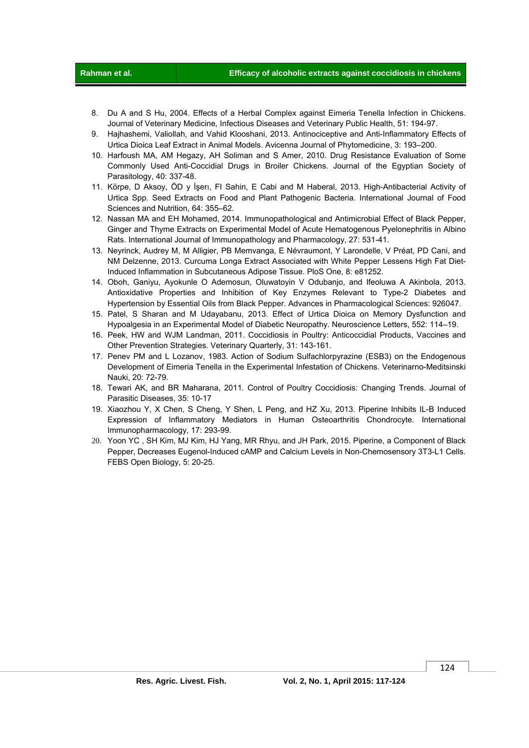8. Du A and S Hu, 2004. Effects of a Herbal Complex against Eimeria Tenella Infection in Chickens. Journal of Veterinary Medicine, Infectious Diseases and Veterinary Public Health, 51: 194-97.
9. Hajhashemi, Valiollah, and Vahid Klooshani, 2013. Antinociceptive and Anti-Inflammatory Effects of Urtica Dioica Leaf Extract in Animal Models. Avicenna Journal of Phytomedicine, 3: 193–200.
10. Harfoush MA, AM Hegazy, AH Soliman and S Amer, 2010. Drug Resistance Evaluation of Some Commonly Used Anti-Coccidial Drugs in Broiler Chickens. Journal of the Egyptian Society of Parasitology, 40: 337-48.
11. Körpe, D Aksoy, ÖD y İşerı, FI Sahin, E Cabi and M Haberal, 2013. High-Antibacterial Activity of Urtica Spp. Seed Extracts on Food and Plant Pathogenic Bacteria. International Journal of Food Sciences and Nutrition, 64: 355–62.
12. Nassan MA and EH Mohamed, 2014. Immunopathological and Antimicrobial Effect of Black Pepper, Ginger and Thyme Extracts on Experimental Model of Acute Hematogenous Pyelonephritis in Albino Rats. International Journal of Immunopathology and Pharmacology, 27: 531-41.
13. Neyrinck, Audrey M, M Alligier, PB Memvanga, E Névraumont, Y Larondelle, V Préat, PD Cani, and NM Delzenne, 2013. Curcuma Longa Extract Associated with White Pepper Lessens High Fat Diet-Induced Inflammation in Subcutaneous Adipose Tissue. PloS One, 8: e81252.
14. Oboh, Ganiyu, Ayokunle O Ademosun, Oluwatoyin V Odubanjo, and Ifeoluwa A Akinbola, 2013. Antioxidative Properties and Inhibition of Key Enzymes Relevant to Type-2 Diabetes and Hypertension by Essential Oils from Black Pepper. Advances in Pharmacological Sciences: 926047.
15. Patel, S Sharan and M Udayabanu, 2013. Effect of Urtica Dioica on Memory Dysfunction and Hypoalgesia in an Experimental Model of Diabetic Neuropathy. Neuroscience Letters, 552: 114–19.
16. Peek, HW and WJM Landman, 2011. Coccidiosis in Poultry: Anticoccidial Products, Vaccines and Other Prevention Strategies. Veterinary Quarterly, 31: 143-161.
17. Penev PM and L Lozanov, 1983. Action of Sodium Sulfachlorpyrazine (ESB3) on the Endogenous Development of Eimeria Tenella in the Experimental Infestation of Chickens. Veterinarno-Meditsinski Nauki, 20: 72-79.
18. Tewari AK, and BR Maharana, 2011. Control of Poultry Coccidiosis: Changing Trends. Journal of Parasitic Diseases, 35: 10-17
19. Xiaozhou Y, X Chen, S Cheng, Y Shen, L Peng, and HZ Xu, 2013. Piperine Inhibits IL-B Induced Expression of Inflammatory Mediators in Human Osteoarthritis Chondrocyte. International Immunopharmacology, 17: 293-99.
20. Yoon YC , SH Kim, MJ Kim, HJ Yang, MR Rhyu, and JH Park, 2015. Piperine, a Component of Black Pepper, Decreases Eugenol-Induced cAMP and Calcium Levels in Non-Chemosensory 3T3-L1 Cells. FEBS Open Biology, 5: 20-25.